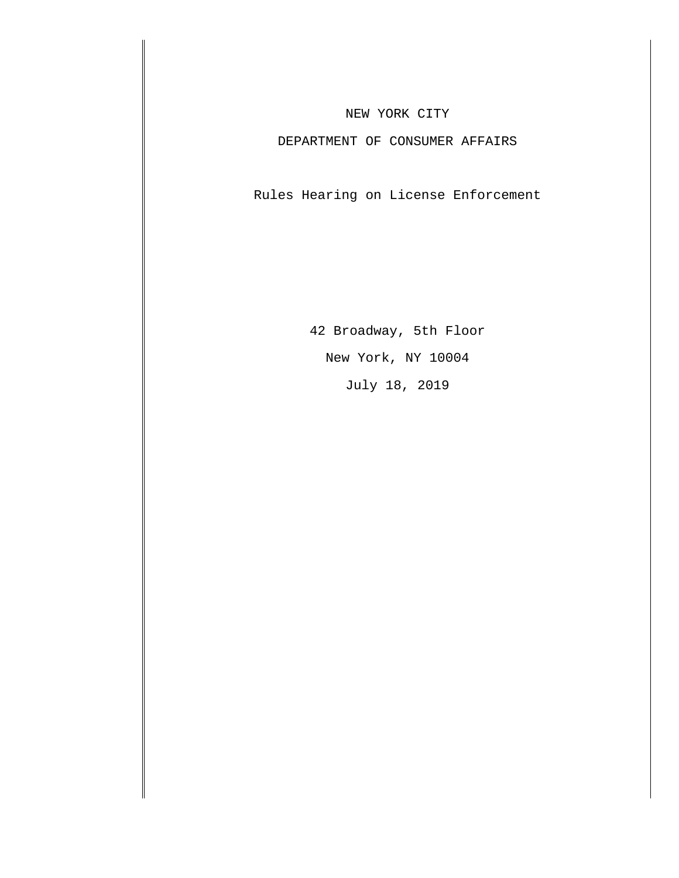NEW YORK CITY

DEPARTMENT OF CONSUMER AFFAIRS

Rules Hearing on License Enforcement

42 Broadway, 5th Floor

New York, NY 10004

July 18, 2019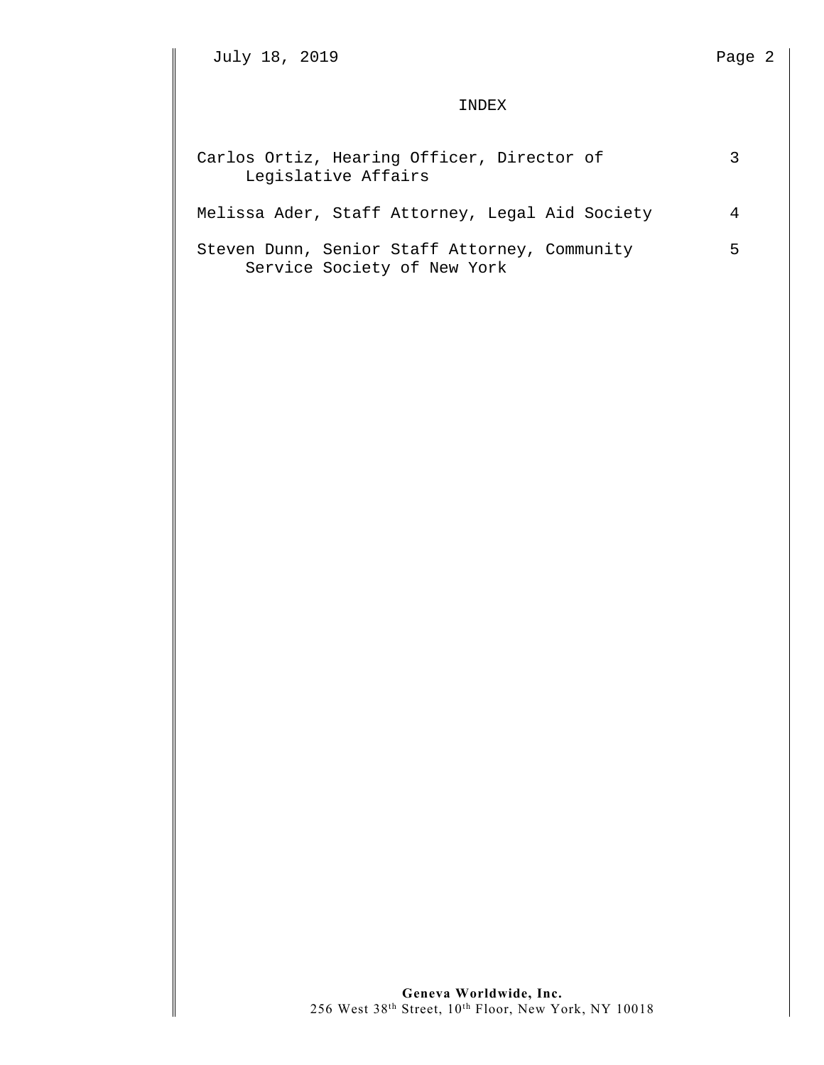INDEX

| | |
|---|---|
| Carlos Ortiz, Hearing Officer, Director of Legislative Affairs | 3 |
| Melissa Ader, Staff Attorney, Legal Aid Society | 4 |
| Steven Dunn, Senior Staff Attorney, Community Service Society of New York | 5 |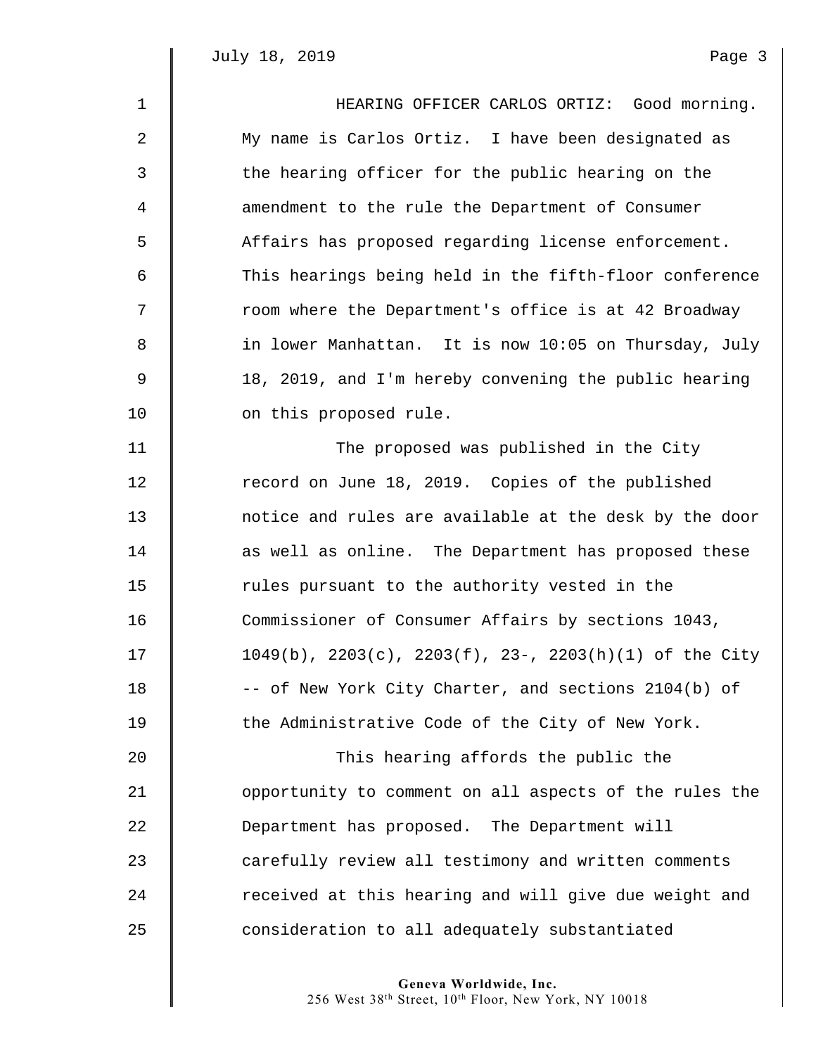HEARING OFFICER CARLOS ORTIZ: Good morning. My name is Carlos Ortiz. I have been designated as the hearing officer for the public hearing on the amendment to the rule the Department of Consumer Affairs has proposed regarding license enforcement. This hearings being held in the fifth-floor conference room where the Department's office is at 42 Broadway in lower Manhattan. It is now 10:05 on Thursday, July 18, 2019, and I'm hereby convening the public hearing on this proposed rule.

The proposed was published in the City record on June 18, 2019. Copies of the published notice and rules are available at the desk by the door as well as online. The Department has proposed these rules pursuant to the authority vested in the Commissioner of Consumer Affairs by sections 1043, 1049(b), 2203(c), 2203(f), 23-, 2203(h)(1) of the City -- of New York City Charter, and sections 2104(b) of the Administrative Code of the City of New York.

This hearing affords the public the opportunity to comment on all aspects of the rules the Department has proposed. The Department will carefully review all testimony and written comments received at this hearing and will give due weight and consideration to all adequately substantiated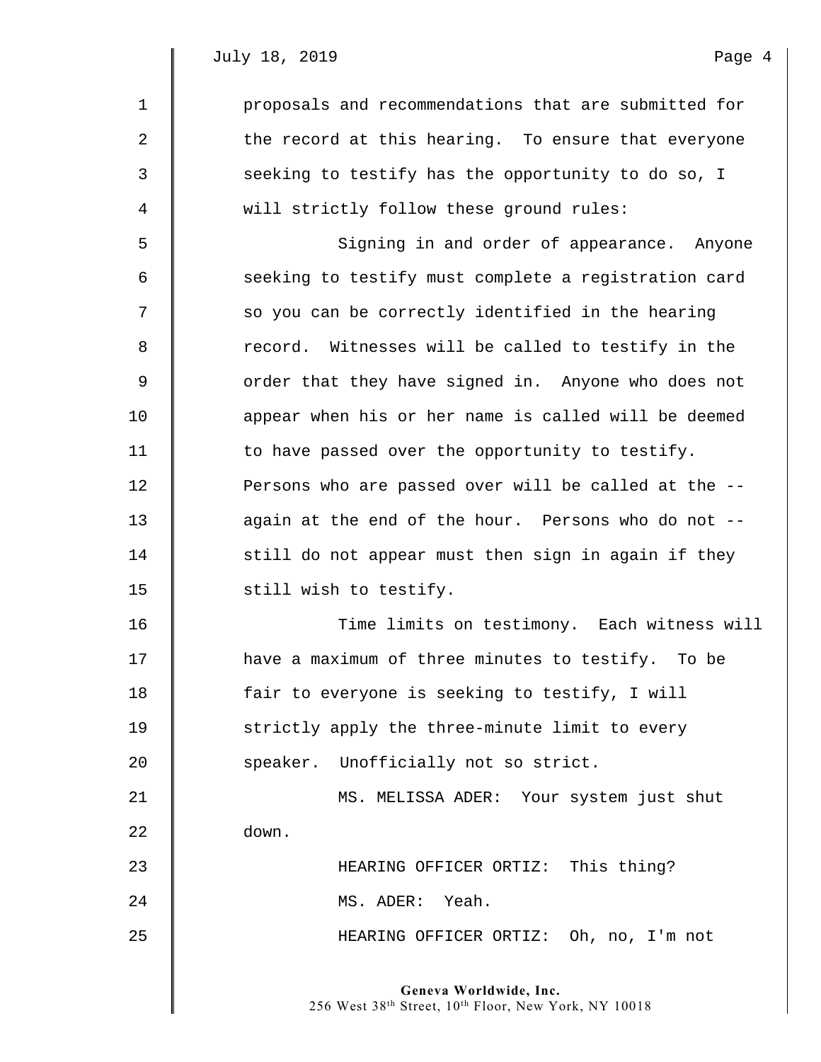proposals and recommendations that are submitted for the record at this hearing. To ensure that everyone seeking to testify has the opportunity to do so, I will strictly follow these ground rules:

Signing in and order of appearance. Anyone seeking to testify must complete a registration card so you can be correctly identified in the hearing record. Witnesses will be called to testify in the order that they have signed in. Anyone who does not appear when his or her name is called will be deemed to have passed over the opportunity to testify. Persons who are passed over will be called at the -- again at the end of the hour. Persons who do not -- still do not appear must then sign in again if they still wish to testify.

Time limits on testimony. Each witness will have a maximum of three minutes to testify. To be fair to everyone is seeking to testify, I will strictly apply the three-minute limit to every speaker. Unofficially not so strict.

MS. MELISSA ADER: Your system just shut down.

HEARING OFFICER ORTIZ: This thing?

MS. ADER: Yeah.

HEARING OFFICER ORTIZ: Oh, no, I'm not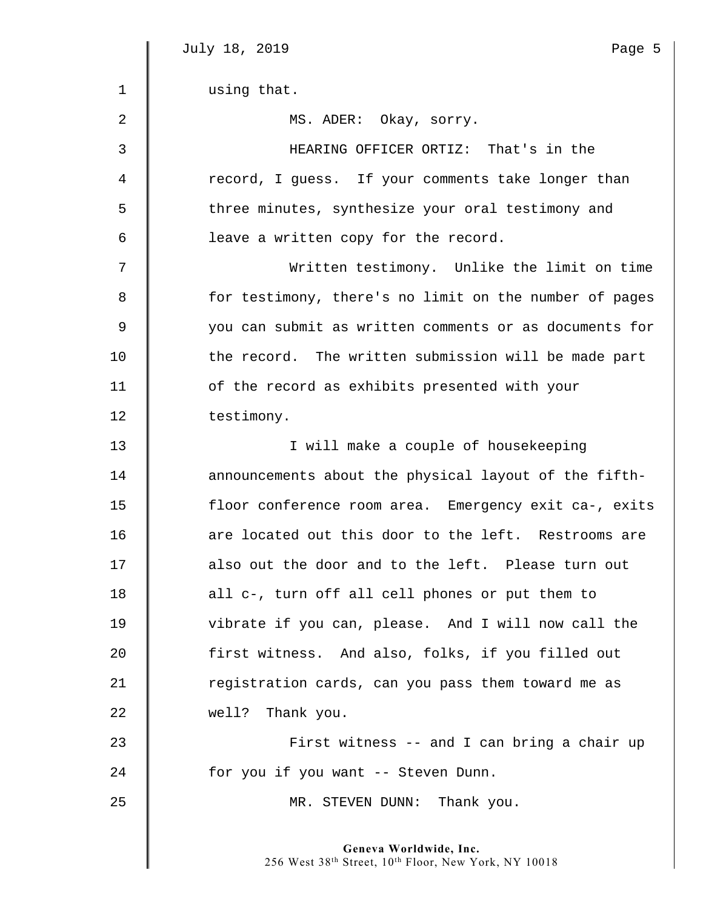using that.

MS. ADER: Okay, sorry.

HEARING OFFICER ORTIZ: That's in the record, I guess. If your comments take longer than three minutes, synthesize your oral testimony and leave a written copy for the record.

Written testimony. Unlike the limit on time for testimony, there's no limit on the number of pages you can submit as written comments or as documents for the record. The written submission will be made part of the record as exhibits presented with your testimony.

I will make a couple of housekeeping announcements about the physical layout of the fifth-floor conference room area. Emergency exit ca-, exits are located out this door to the left. Restrooms are also out the door and to the left. Please turn out all c-, turn off all cell phones or put them to vibrate if you can, please. And I will now call the first witness. And also, folks, if you filled out registration cards, can you pass them toward me as well? Thank you.

First witness -- and I can bring a chair up for you if you want -- Steven Dunn.

MR. STEVEN DUNN: Thank you.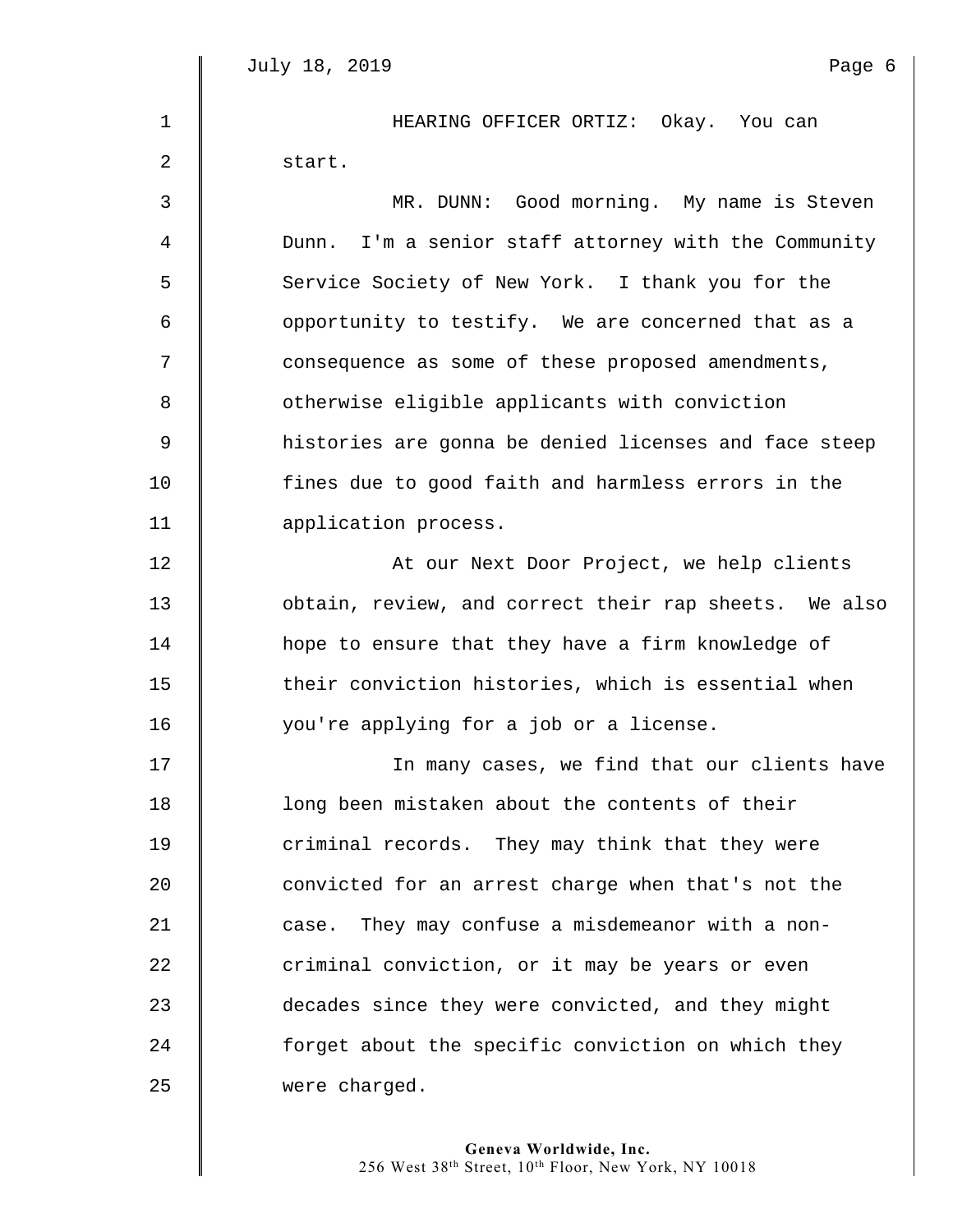HEARING OFFICER ORTIZ: Okay. You can start.

MR. DUNN: Good morning. My name is Steven Dunn. I'm a senior staff attorney with the Community Service Society of New York. I thank you for the opportunity to testify. We are concerned that as a consequence as some of these proposed amendments, otherwise eligible applicants with conviction histories are gonna be denied licenses and face steep fines due to good faith and harmless errors in the application process.

At our Next Door Project, we help clients obtain, review, and correct their rap sheets. We also hope to ensure that they have a firm knowledge of their conviction histories, which is essential when you're applying for a job or a license.

In many cases, we find that our clients have long been mistaken about the contents of their criminal records. They may think that they were convicted for an arrest charge when that's not the case. They may confuse a misdemeanor with a non-criminal conviction, or it may be years or even decades since they were convicted, and they might forget about the specific conviction on which they were charged.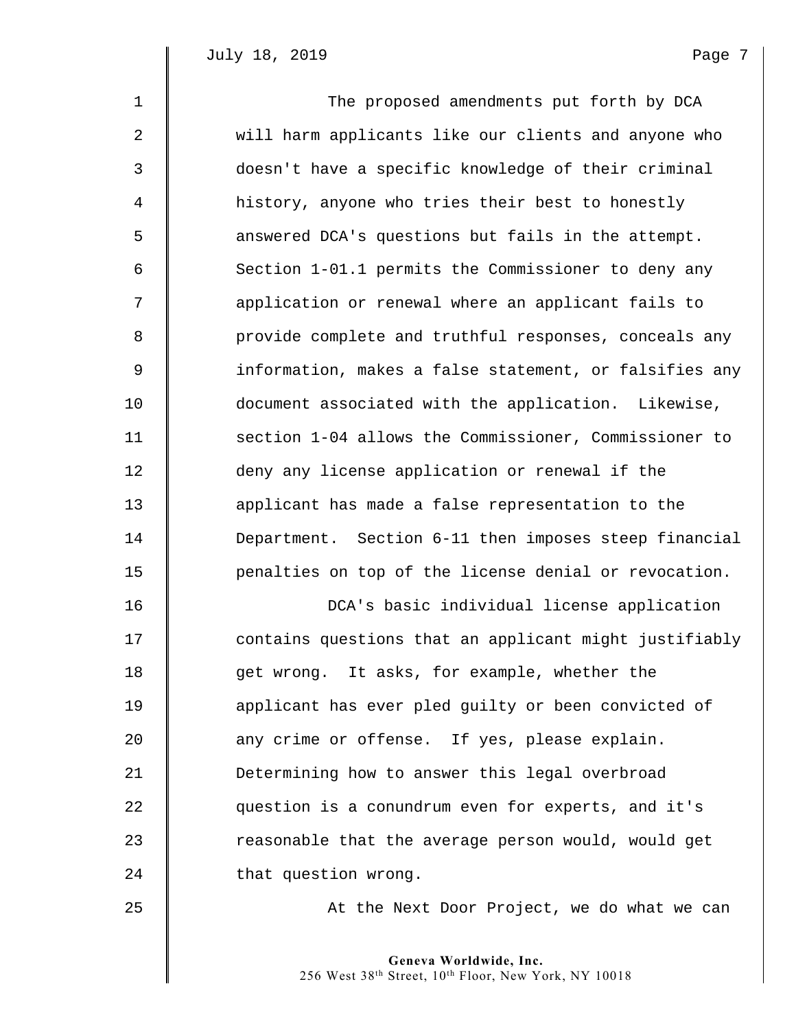The proposed amendments put forth by DCA will harm applicants like our clients and anyone who doesn't have a specific knowledge of their criminal history, anyone who tries their best to honestly answered DCA's questions but fails in the attempt. Section 1-01.1 permits the Commissioner to deny any application or renewal where an applicant fails to provide complete and truthful responses, conceals any information, makes a false statement, or falsifies any document associated with the application. Likewise, section 1-04 allows the Commissioner, Commissioner to deny any license application or renewal if the applicant has made a false representation to the Department. Section 6-11 then imposes steep financial penalties on top of the license denial or revocation.

DCA's basic individual license application contains questions that an applicant might justifiably get wrong. It asks, for example, whether the applicant has ever pled guilty or been convicted of any crime or offense. If yes, please explain. Determining how to answer this legal overbroad question is a conundrum even for experts, and it's reasonable that the average person would, would get that question wrong.

At the Next Door Project, we do what we can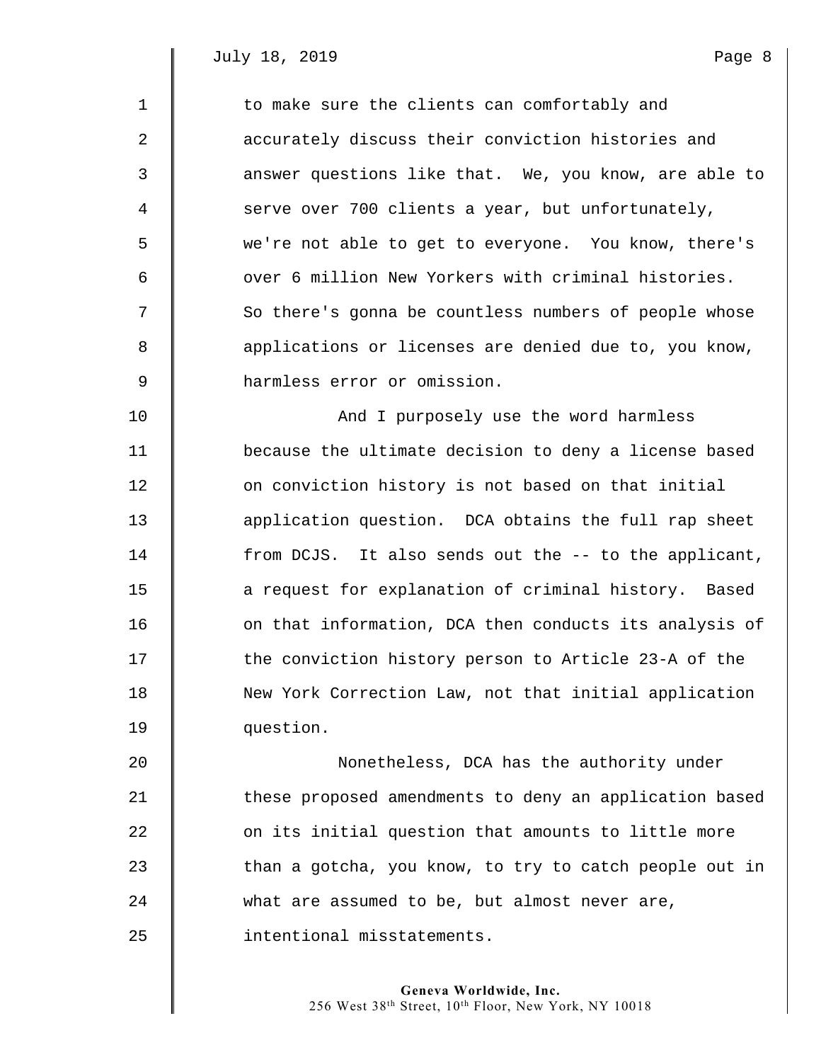to make sure the clients can comfortably and accurately discuss their conviction histories and answer questions like that. We, you know, are able to serve over 700 clients a year, but unfortunately, we're not able to get to everyone. You know, there's over 6 million New Yorkers with criminal histories. So there's gonna be countless numbers of people whose applications or licenses are denied due to, you know, harmless error or omission.

And I purposely use the word harmless because the ultimate decision to deny a license based on conviction history is not based on that initial application question. DCA obtains the full rap sheet from DCJS. It also sends out the -- to the applicant, a request for explanation of criminal history. Based on that information, DCA then conducts its analysis of the conviction history person to Article 23-A of the New York Correction Law, not that initial application question.

Nonetheless, DCA has the authority under these proposed amendments to deny an application based on its initial question that amounts to little more than a gotcha, you know, to try to catch people out in what are assumed to be, but almost never are, intentional misstatements.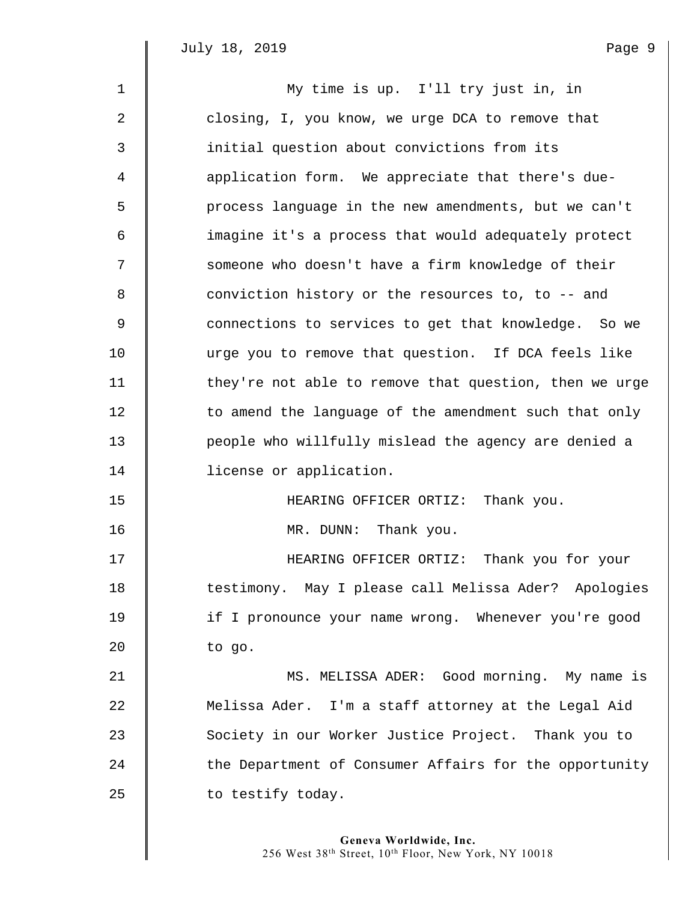My time is up. I'll try just in, in closing, I, you know, we urge DCA to remove that initial question about convictions from its application form. We appreciate that there's due-process language in the new amendments, but we can't imagine it's a process that would adequately protect someone who doesn't have a firm knowledge of their conviction history or the resources to, to -- and connections to services to get that knowledge. So we urge you to remove that question. If DCA feels like they're not able to remove that question, then we urge to amend the language of the amendment such that only people who willfully mislead the agency are denied a license or application.

HEARING OFFICER ORTIZ: Thank you.

MR. DUNN: Thank you.

HEARING OFFICER ORTIZ: Thank you for your testimony. May I please call Melissa Ader? Apologies if I pronounce your name wrong. Whenever you're good to go.

MS. MELISSA ADER: Good morning. My name is Melissa Ader. I'm a staff attorney at the Legal Aid Society in our Worker Justice Project. Thank you to the Department of Consumer Affairs for the opportunity to testify today.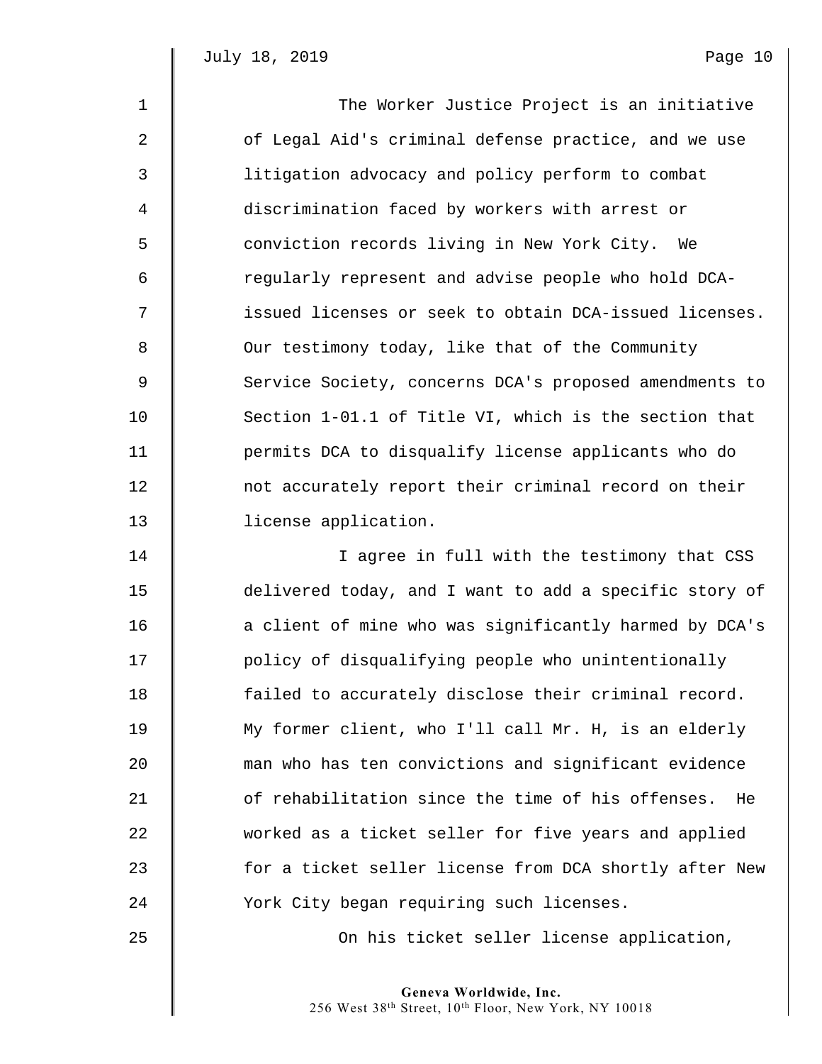The Worker Justice Project is an initiative of Legal Aid's criminal defense practice, and we use litigation advocacy and policy perform to combat discrimination faced by workers with arrest or conviction records living in New York City. We regularly represent and advise people who hold DCA-issued licenses or seek to obtain DCA-issued licenses. Our testimony today, like that of the Community Service Society, concerns DCA's proposed amendments to Section 1-01.1 of Title VI, which is the section that permits DCA to disqualify license applicants who do not accurately report their criminal record on their license application.

I agree in full with the testimony that CSS delivered today, and I want to add a specific story of a client of mine who was significantly harmed by DCA's policy of disqualifying people who unintentionally failed to accurately disclose their criminal record. My former client, who I'll call Mr. H, is an elderly man who has ten convictions and significant evidence of rehabilitation since the time of his offenses. He worked as a ticket seller for five years and applied for a ticket seller license from DCA shortly after New York City began requiring such licenses.

On his ticket seller license application,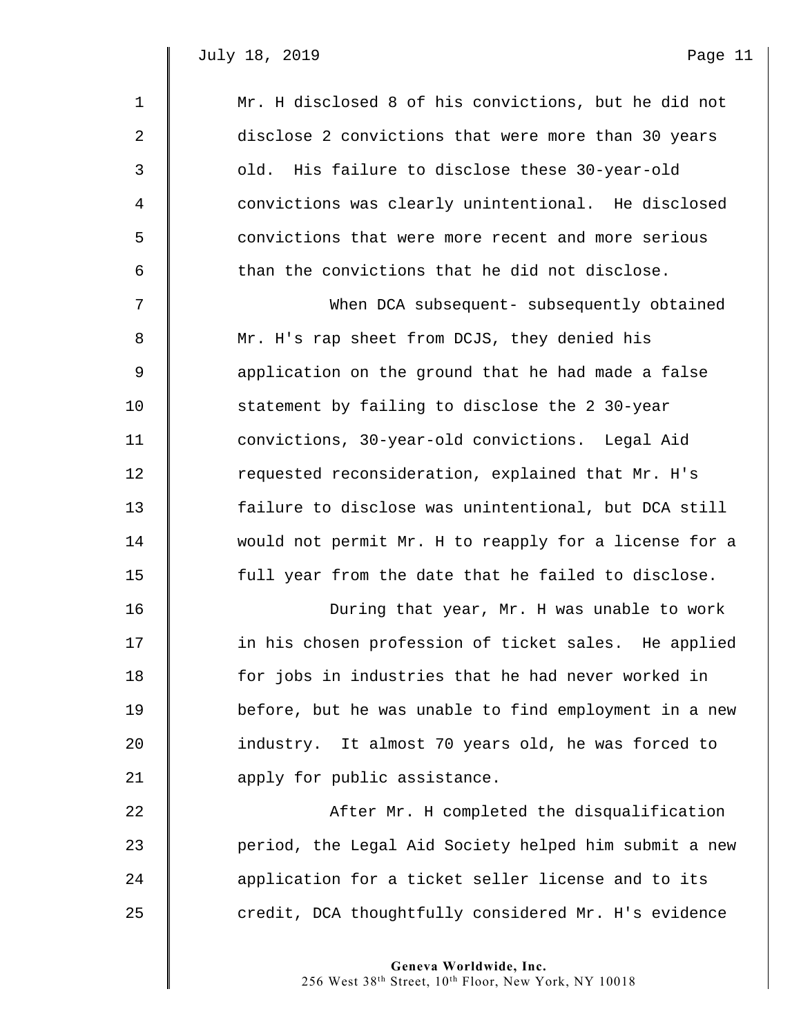Mr. H disclosed 8 of his convictions, but he did not disclose 2 convictions that were more than 30 years old. His failure to disclose these 30-year-old convictions was clearly unintentional. He disclosed convictions that were more recent and more serious than the convictions that he did not disclose.

When DCA subsequent- subsequently obtained Mr. H's rap sheet from DCJS, they denied his application on the ground that he had made a false statement by failing to disclose the 2 30-year convictions, 30-year-old convictions. Legal Aid requested reconsideration, explained that Mr. H's failure to disclose was unintentional, but DCA still would not permit Mr. H to reapply for a license for a full year from the date that he failed to disclose.

During that year, Mr. H was unable to work in his chosen profession of ticket sales. He applied for jobs in industries that he had never worked in before, but he was unable to find employment in a new industry. It almost 70 years old, he was forced to apply for public assistance.

After Mr. H completed the disqualification period, the Legal Aid Society helped him submit a new application for a ticket seller license and to its credit, DCA thoughtfully considered Mr. H's evidence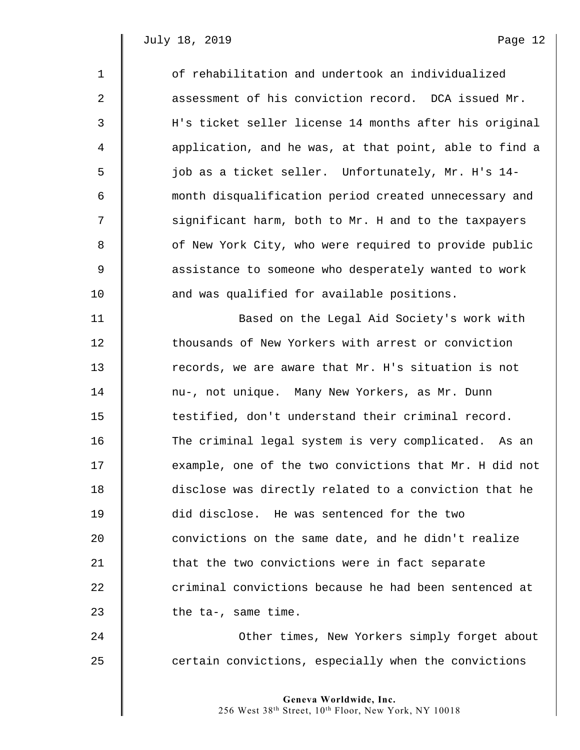of rehabilitation and undertook an individualized assessment of his conviction record. DCA issued Mr. H's ticket seller license 14 months after his original application, and he was, at that point, able to find a job as a ticket seller. Unfortunately, Mr. H's 14-month disqualification period created unnecessary and significant harm, both to Mr. H and to the taxpayers of New York City, who were required to provide public assistance to someone who desperately wanted to work and was qualified for available positions.

Based on the Legal Aid Society's work with thousands of New Yorkers with arrest or conviction records, we are aware that Mr. H's situation is not nu-, not unique. Many New Yorkers, as Mr. Dunn testified, don't understand their criminal record. The criminal legal system is very complicated. As an example, one of the two convictions that Mr. H did not disclose was directly related to a conviction that he did disclose. He was sentenced for the two convictions on the same date, and he didn't realize that the two convictions were in fact separate criminal convictions because he had been sentenced at the ta-, same time.

Other times, New Yorkers simply forget about certain convictions, especially when the convictions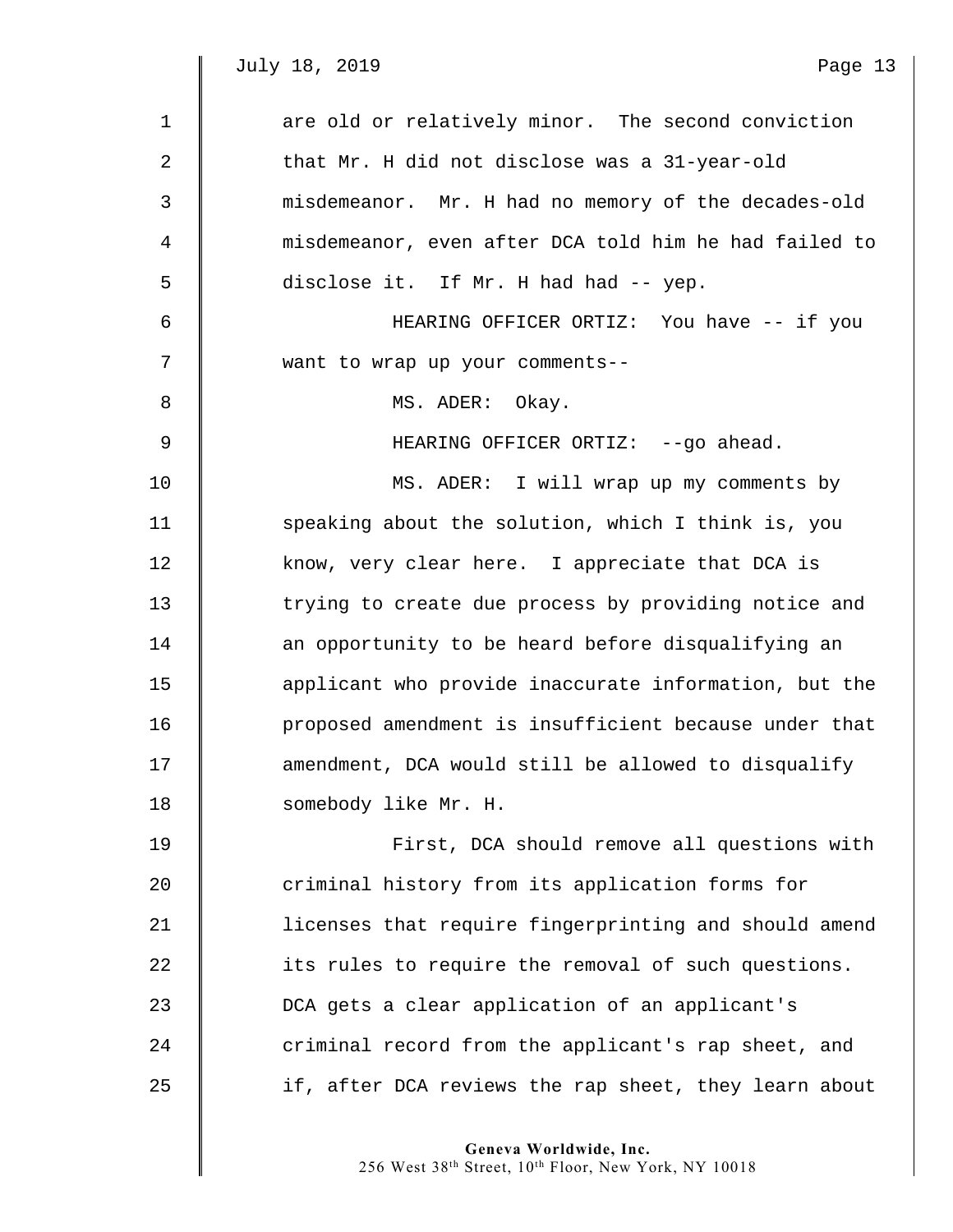are old or relatively minor. The second conviction that Mr. H did not disclose was a 31-year-old misdemeanor. Mr. H had no memory of the decades-old misdemeanor, even after DCA told him he had failed to disclose it. If Mr. H had had -- yep.

HEARING OFFICER ORTIZ: You have -- if you want to wrap up your comments--

MS. ADER: Okay.

HEARING OFFICER ORTIZ: --go ahead.

MS. ADER: I will wrap up my comments by speaking about the solution, which I think is, you know, very clear here. I appreciate that DCA is trying to create due process by providing notice and an opportunity to be heard before disqualifying an applicant who provide inaccurate information, but the proposed amendment is insufficient because under that amendment, DCA would still be allowed to disqualify somebody like Mr. H.

First, DCA should remove all questions with criminal history from its application forms for licenses that require fingerprinting and should amend its rules to require the removal of such questions. DCA gets a clear application of an applicant's criminal record from the applicant's rap sheet, and if, after DCA reviews the rap sheet, they learn about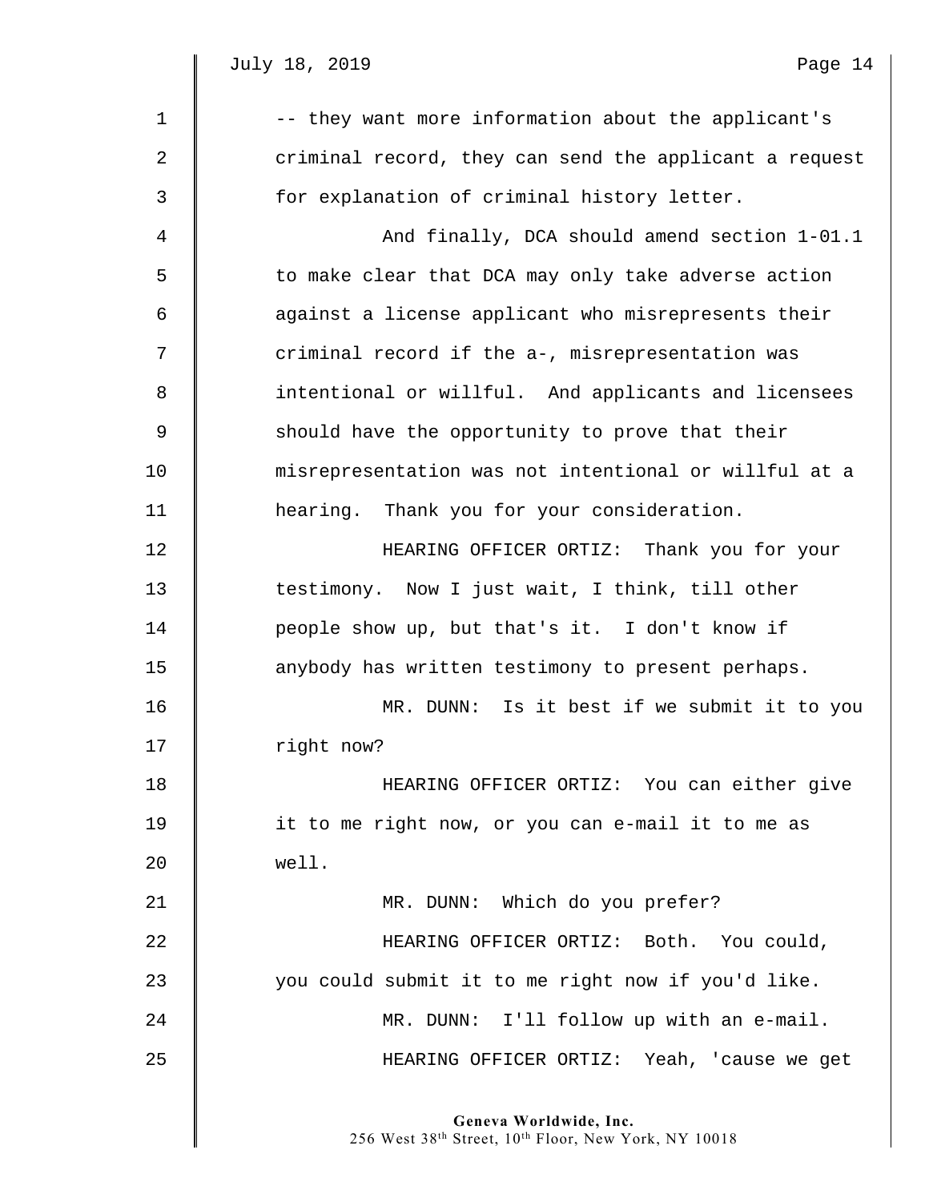-- they want more information about the applicant's criminal record, they can send the applicant a request for explanation of criminal history letter.

And finally, DCA should amend section 1-01.1 to make clear that DCA may only take adverse action against a license applicant who misrepresents their criminal record if the a-, misrepresentation was intentional or willful. And applicants and licensees should have the opportunity to prove that their misrepresentation was not intentional or willful at a hearing. Thank you for your consideration.

HEARING OFFICER ORTIZ: Thank you for your testimony. Now I just wait, I think, till other people show up, but that's it. I don't know if anybody has written testimony to present perhaps.

MR. DUNN: Is it best if we submit it to you right now?

HEARING OFFICER ORTIZ: You can either give it to me right now, or you can e-mail it to me as well.

MR. DUNN: Which do you prefer?

HEARING OFFICER ORTIZ: Both. You could, you could submit it to me right now if you'd like.

MR. DUNN: I'll follow up with an e-mail.

HEARING OFFICER ORTIZ: Yeah, 'cause we get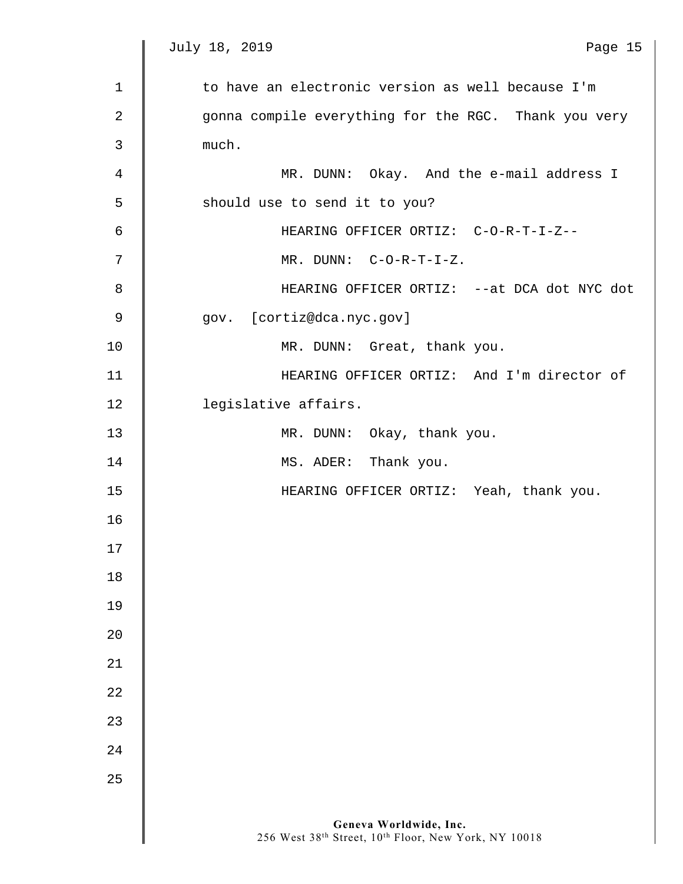to have an electronic version as well because I'm gonna compile everything for the RGC. Thank you very much.

MR. DUNN: Okay. And the e-mail address I should use to send it to you?

HEARING OFFICER ORTIZ: C-O-R-T-I-Z--

MR. DUNN: C-O-R-T-I-Z.

HEARING OFFICER ORTIZ: --at DCA dot NYC dot gov. [cortiz@dca.nyc.gov]

MR. DUNN: Great, thank you.

HEARING OFFICER ORTIZ: And I'm director of legislative affairs.

MR. DUNN: Okay, thank you.

MS. ADER: Thank you.

HEARING OFFICER ORTIZ: Yeah, thank you.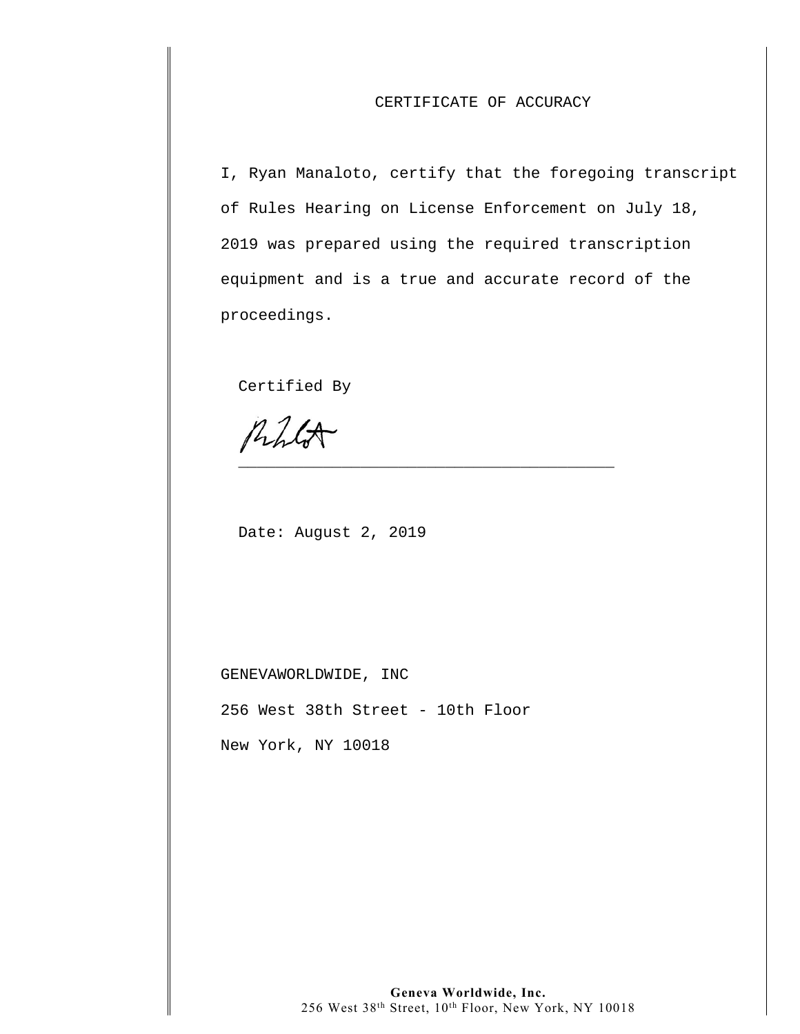# CERTIFICATE OF ACCURACY

I, Ryan Manaloto, certify that the foregoing transcript of Rules Hearing on License Enforcement on July 18, 2019 was prepared using the required transcription equipment and is a true and accurate record of the proceedings.

Certified By

\_\_\_\_\_\_\_\_\_\_\_\_\_\_\_\_\_\_\_\_\_\_\_\_\_\_\_\_\_\_\_\_\_\_\_\_\_\_\_\_

Date: August 2, 2019

GENEVAWORLDWIDE, INC

256 West 38th Street - 10th Floor

New York, NY 10018